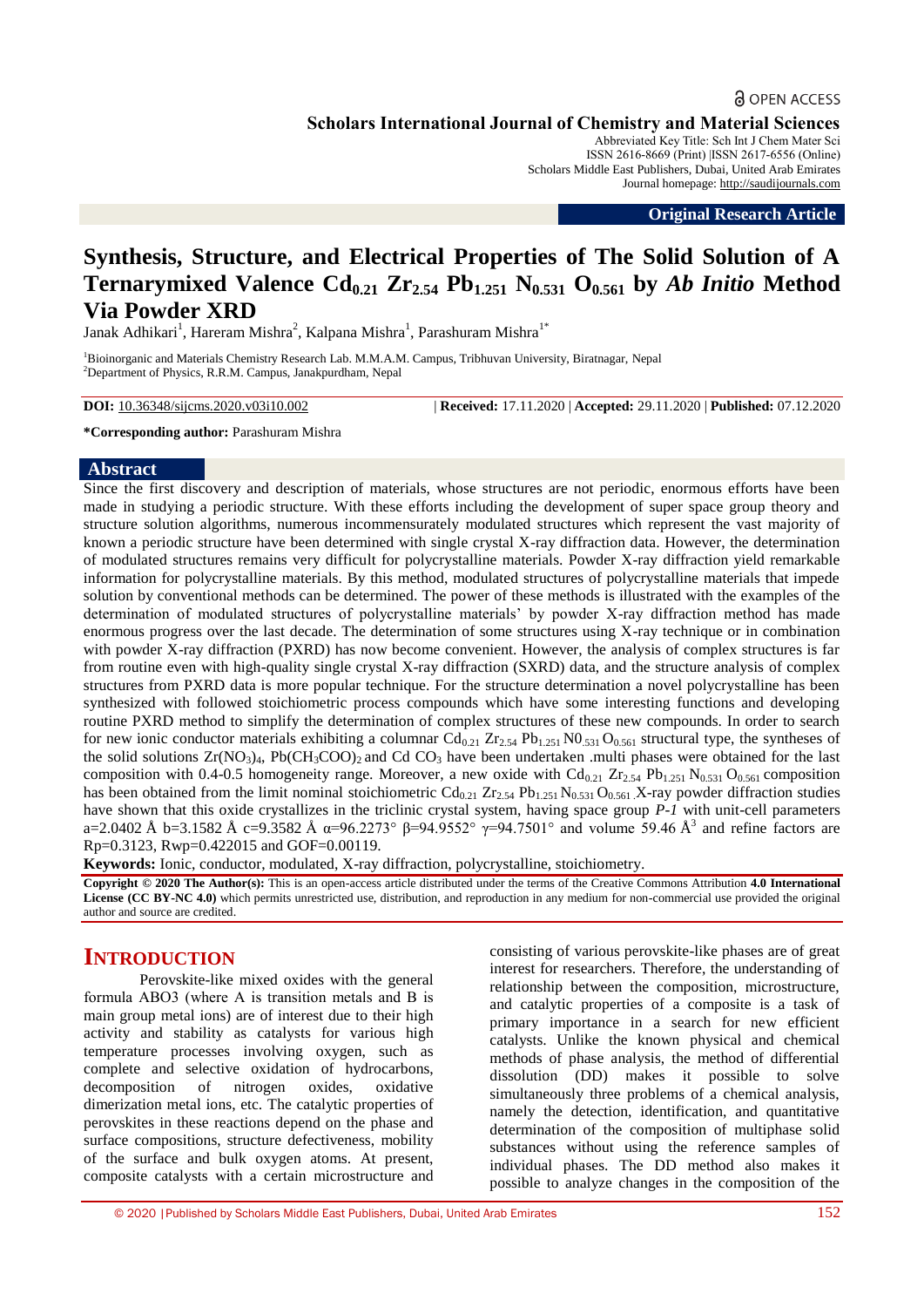OPEN ACCESS

**Scholars International Journal of Chemistry and Material Sciences**

Abbreviated Key Title: Sch Int J Chem Mater Sci
ISSN 2616-8669 (Print) |ISSN 2617-6556 (Online)
Scholars Middle East Publishers, Dubai, United Arab Emirates
Journal homepage: http://saudijournals.com

**Original Research Article**

# Synthesis, Structure, and Electrical Properties of The Solid Solution of A Ternarymixed Valence $Cd_{0.21}$ $Zr_{2.54}$ $Pb_{1.251}$ $N_{0.531}$ $O_{0.561}$ by *Ab Initio* Method Via Powder XRD

Janak Adhikari[1], Hareram Mishra[2], Kalpana Mishra[1], Parashuram Mishra[1*]

[1]Bioinorganic and Materials Chemistry Research Lab. M.M.A.M. Campus, Tribhuvan University, Biratnagar, Nepal
[2]Department of Physics, R.R.M. Campus, Janakpurdham, Nepal

**DOI:** 10.36348/sijcms.2020.v03i10.002 | **Received:** 17.11.2020 | **Accepted:** 29.11.2020 | **Published:** 07.12.2020

**\*Corresponding author:** Parashuram Mishra

## Abstract

Since the first discovery and description of materials, whose structures are not periodic, enormous efforts have been made in studying a periodic structure. With these efforts including the development of super space group theory and structure solution algorithms, numerous incommensurately modulated structures which represent the vast majority of known a periodic structure have been determined with single crystal X-ray diffraction data. However, the determination of modulated structures remains very difficult for polycrystalline materials. Powder X-ray diffraction yield remarkable information for polycrystalline materials. By this method, modulated structures of polycrystalline materials that impede solution by conventional methods can be determined. The power of these methods is illustrated with the examples of the determination of modulated structures of polycrystalline materials' by powder X-ray diffraction method has made enormous progress over the last decade. The determination of some structures using X-ray technique or in combination with powder X-ray diffraction (PXRD) has now become convenient. However, the analysis of complex structures is far from routine even with high-quality single crystal X-ray diffraction (SXRD) data, and the structure analysis of complex structures from PXRD data is more popular technique. For the structure determination a novel polycrystalline has been synthesized with followed stoichiometric process compounds which have some interesting functions and developing routine PXRD method to simplify the determination of complex structures of these new compounds. In order to search for new ionic conductor materials exhibiting a columnar $Cd_{0.21}$ $Zr_{2.54}$ $Pb_{1.251}$ $N0_{.531}$ $O_{0.561}$ structural type, the syntheses of the solid solutions $Zr(NO_3)_4$, $Pb(CH_3COO)_2$ and Cd $CO_3$ have been undertaken .multi phases were obtained for the last composition with 0.4-0.5 homogeneity range. Moreover, a new oxide with $Cd_{0.21}$ $Zr_{2.54}$ $Pb_{1.251}$ $N_{0.531}$ $O_{0.561}$ composition has been obtained from the limit nominal stoichiometric $Cd_{0.21}$ $Zr_{2.54}$ $Pb_{1.251}$ $N_{0.531}$ $O_{0.561}$ .X-ray powder diffraction studies have shown that this oxide crystallizes in the triclinic crystal system, having space group *P-1* with unit-cell parameters a=2.0402 Å b=3.1582 Å c=9.3582 Å α=96.2273° β=94.9552° γ=94.7501° and volume 59.46 $Å^3$ and refine factors are Rp=0.3123, Rwp=0.422015 and GOF=0.00119.

**Keywords:** Ionic, conductor, modulated, X-ray diffraction, polycrystalline, stoichiometry.

**Copyright © 2020 The Author(s):** This is an open-access article distributed under the terms of the Creative Commons Attribution **4.0 International License (CC BY-NC 4.0)** which permits unrestricted use, distribution, and reproduction in any medium for non-commercial use provided the original author and source are credited.

## INTRODUCTION

Perovskite-like mixed oxides with the general formula ABO3 (where A is transition metals and B is main group metal ions) are of interest due to their high activity and stability as catalysts for various high temperature processes involving oxygen, such as complete and selective oxidation of hydrocarbons, decomposition of nitrogen oxides, oxidative dimerization metal ions, etc. The catalytic properties of perovskites in these reactions depend on the phase and surface compositions, structure defectiveness, mobility of the surface and bulk oxygen atoms. At present, composite catalysts with a certain microstructure and consisting of various perovskite-like phases are of great interest for researchers. Therefore, the understanding of relationship between the composition, microstructure, and catalytic properties of a composite is a task of primary importance in a search for new efficient catalysts. Unlike the known physical and chemical methods of phase analysis, the method of differential dissolution (DD) makes it possible to solve simultaneously three problems of a chemical analysis, namely the detection, identification, and quantitative determination of the composition of multiphase solid substances without using the reference samples of individual phases. The DD method also makes it possible to analyze changes in the composition of the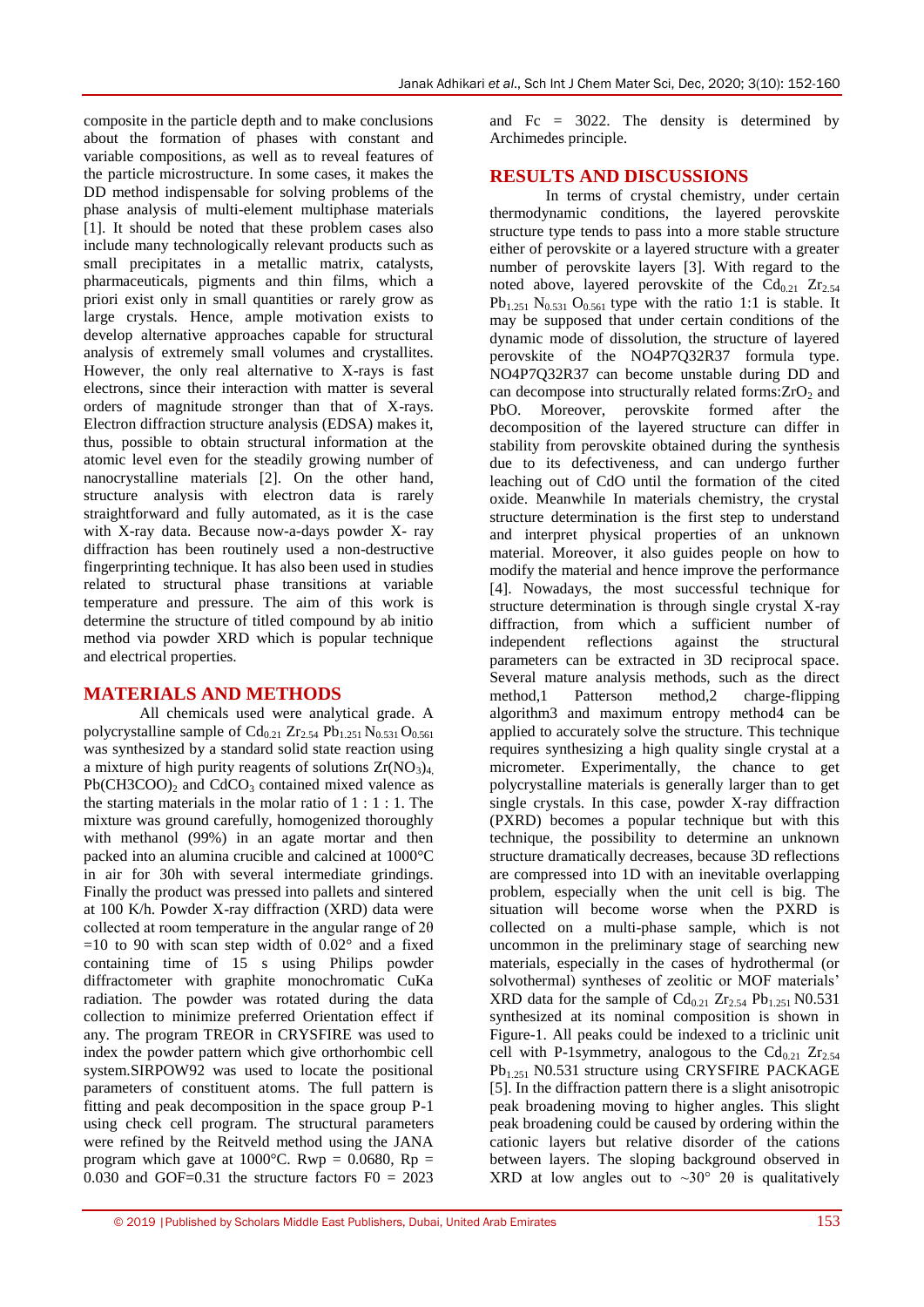composite in the particle depth and to make conclusions about the formation of phases with constant and variable compositions, as well as to reveal features of the particle microstructure. In some cases, it makes the DD method indispensable for solving problems of the phase analysis of multi-element multiphase materials [1]. It should be noted that these problem cases also include many technologically relevant products such as small precipitates in a metallic matrix, catalysts, pharmaceuticals, pigments and thin films, which a priori exist only in small quantities or rarely grow as large crystals. Hence, ample motivation exists to develop alternative approaches capable for structural analysis of extremely small volumes and crystallites. However, the only real alternative to X-rays is fast electrons, since their interaction with matter is several orders of magnitude stronger than that of X-rays. Electron diffraction structure analysis (EDSA) makes it, thus, possible to obtain structural information at the atomic level even for the steadily growing number of nanocrystalline materials [2]. On the other hand, structure analysis with electron data is rarely straightforward and fully automated, as it is the case with X-ray data. Because now-a-days powder X- ray diffraction has been routinely used a non-destructive fingerprinting technique. It has also been used in studies related to structural phase transitions at variable temperature and pressure. The aim of this work is determine the structure of titled compound by ab initio method via powder XRD which is popular technique and electrical properties.

## MATERIALS AND METHODS

All chemicals used were analytical grade. A polycrystalline sample of $Cd_{0.21}$ $Zr_{2.54}$ $Pb_{1.251}$ $N_{0.531}$ $O_{0.561}$ was synthesized by a standard solid state reaction using a mixture of high purity reagents of solutions $Zr(NO_3)_4$, $Pb(CH3COO)_2$ and $CdCO_3$ contained mixed valence as the starting materials in the molar ratio of 1 : 1 : 1. The mixture was ground carefully, homogenized thoroughly with methanol (99%) in an agate mortar and then packed into an alumina crucible and calcined at 1000°C in air for 30h with several intermediate grindings. Finally the product was pressed into pallets and sintered at 100 K/h. Powder X-ray diffraction (XRD) data were collected at room temperature in the angular range of 2θ =10 to 90 with scan step width of 0.02° and a fixed containing time of 15 s using Philips powder diffractometer with graphite monochromatic CuKa radiation. The powder was rotated during the data collection to minimize preferred Orientation effect if any. The program TREOR in CRYSFIRE was used to index the powder pattern which give orthorhombic cell system.SIRPOW92 was used to locate the positional parameters of constituent atoms. The full pattern is fitting and peak decomposition in the space group P-1 using check cell program. The structural parameters were refined by the Reitveld method using the JANA program which gave at 1000°C. Rwp = 0.0680, Rp = 0.030 and GOF=0.31 the structure factors F0 = 2023 and Fc = 3022. The density is determined by Archimedes principle.

## RESULTS AND DISCUSSIONS

In terms of crystal chemistry, under certain thermodynamic conditions, the layered perovskite structure type tends to pass into a more stable structure either of perovskite or a layered structure with a greater number of perovskite layers [3]. With regard to the noted above, layered perovskite of the $Cd_{0.21}$ $Zr_{2.54}$ $Pb_{1.251}$ $N_{0.531}$ $O_{0.561}$ type with the ratio 1:1 is stable. It may be supposed that under certain conditions of the dynamic mode of dissolution, the structure of layered perovskite of the NO4P7Q32R37 formula type. NO4P7Q32R37 can become unstable during DD and can decompose into structurally related forms:$ZrO_2$ and PbO. Moreover, perovskite formed after the decomposition of the layered structure can differ in stability from perovskite obtained during the synthesis due to its defectiveness, and can undergo further leaching out of CdO until the formation of the cited oxide. Meanwhile In materials chemistry, the crystal structure determination is the first step to understand and interpret physical properties of an unknown material. Moreover, it also guides people on how to modify the material and hence improve the performance [4]. Nowadays, the most successful technique for structure determination is through single crystal X-ray diffraction, from which a sufficient number of independent reflections against the structural parameters can be extracted in 3D reciprocal space. Several mature analysis methods, such as the direct method,1 Patterson method,2 charge-flipping algorithm3 and maximum entropy method4 can be applied to accurately solve the structure. This technique requires synthesizing a high quality single crystal at a micrometer. Experimentally, the chance to get polycrystalline materials is generally larger than to get single crystals. In this case, powder X-ray diffraction (PXRD) becomes a popular technique but with this technique, the possibility to determine an unknown structure dramatically decreases, because 3D reflections are compressed into 1D with an inevitable overlapping problem, especially when the unit cell is big. The situation will become worse when the PXRD is collected on a multi-phase sample, which is not uncommon in the preliminary stage of searching new materials, especially in the cases of hydrothermal (or solvothermal) syntheses of zeolitic or MOF materials' XRD data for the sample of $Cd_{0.21}$ $Zr_{2.54}$ $Pb_{1.251}$ N0.531 synthesized at its nominal composition is shown in Figure-1. All peaks could be indexed to a triclinic unit cell with P-1symmetry, analogous to the $Cd_{0.21}$ $Zr_{2.54}$ $Pb_{1.251}$ N0.531 structure using CRYSFIRE PACKAGE [5]. In the diffraction pattern there is a slight anisotropic peak broadening moving to higher angles. This slight peak broadening could be caused by ordering within the cationic layers but relative disorder of the cations between layers. The sloping background observed in XRD at low angles out to ~30° 2θ is qualitatively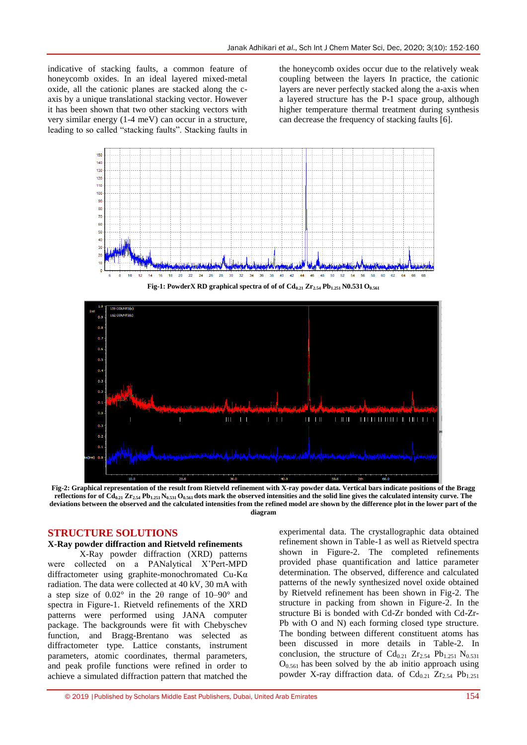indicative of stacking faults, a common feature of honeycomb oxides. In an ideal layered mixed-metal oxide, all the cationic planes are stacked along the c-axis by a unique translational stacking vector. However it has been shown that two other stacking vectors with very similar energy (1-4 meV) can occur in a structure, leading to so called "stacking faults". Stacking faults in the honeycomb oxides occur due to the relatively weak coupling between the layers In practice, the cationic layers are never perfectly stacked along the a-axis when a layered structure has the P-1 space group, although higher temperature thermal treatment during synthesis can decrease the frequency of stacking faults [6].

**Fig-1: PowderX RD graphical spectra of of of $Cd_{0.21}$ $Zr_{2.54}$ $Pb_{1.251}$ N0.531 $O_{0.561}$**

**Fig-2: Graphical representation of the result from Rietveld refinement with X-ray powder data. Vertical bars indicate positions of the Bragg reflections for of $Cd_{0.21}$ $Zr_{2.54}$ $Pb_{1.251}$ $N_{0.531}$ $O_{0.561}$ dots mark the observed intensities and the solid line gives the calculated intensity curve. The deviations between the observed and the calculated intensities from the refined model are shown by the difference plot in the lower part of the diagram**

## STRUCTURE SOLUTIONS

### X-Ray powder diffraction and Rietveld refinements

X-Ray powder diffraction (XRD) patterns were collected on a PANalytical X'Pert-MPD diffractometer using graphite-monochromated Cu-Kα radiation. The data were collected at 40 kV, 30 mA with a step size of 0.02° in the 2θ range of 10–90° and spectra in Figure-1. Rietveld refinements of the XRD patterns were performed using JANA computer package. The backgrounds were fit with Chebyschev function, and Bragg-Brentano was selected as diffractometer type. Lattice constants, instrument parameters, atomic coordinates, thermal parameters, and peak profile functions were refined in order to achieve a simulated diffraction pattern that matched the experimental data. The crystallographic data obtained refinement shown in Table-1 as well as Rietveld spectra shown in Figure-2. The completed refinements provided phase quantification and lattice parameter determination. The observed, difference and calculated patterns of the newly synthesized novel oxide obtained by Rietveld refinement has been shown in Fig-2. The structure in packing from shown in Figure-2. In the structure Bi is bonded with Cd-Zr bonded with Cd-Zr-Pb with O and N) each forming closed type structure. The bonding between different constituent atoms has been discussed in more details in Table-2. In conclusion, the structure of $Cd_{0.21}$ $Zr_{2.54}$ $Pb_{1.251}$ $N_{0.531}$ $O_{0.561}$ has been solved by the ab initio approach using powder X-ray diffraction data. of $Cd_{0.21}$ $Zr_{2.54}$ $Pb_{1.251}$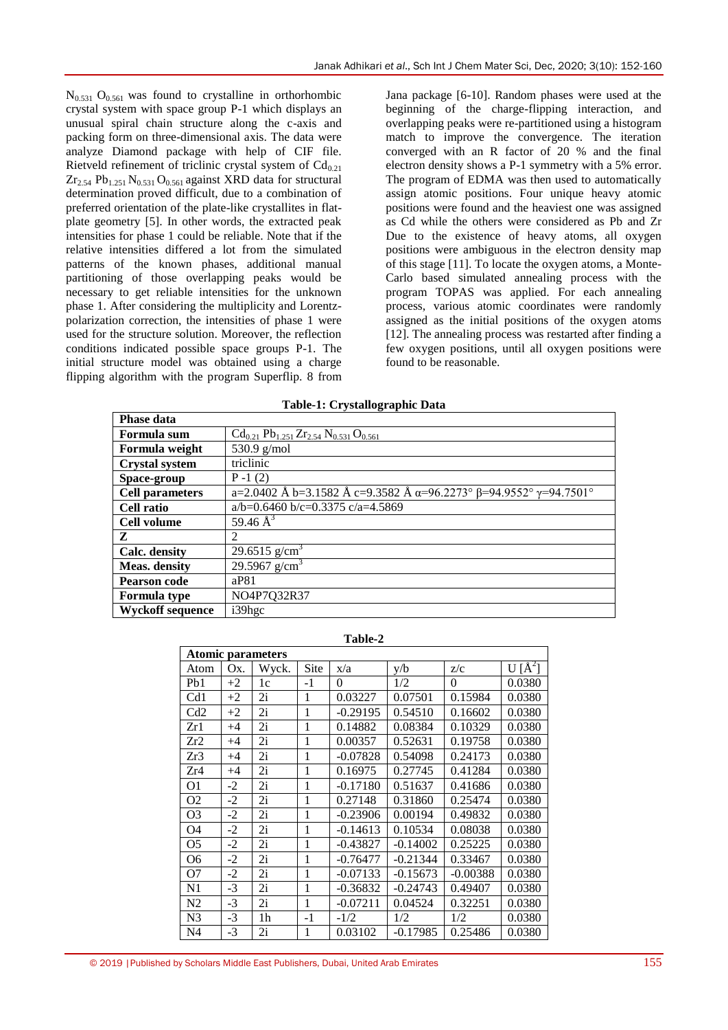$N_{0.531}$ $O_{0.561}$ was found to crystalline in orthorhombic crystal system with space group P-1 which displays an unusual spiral chain structure along the c-axis and packing form on three-dimensional axis. The data were analyze Diamond package with help of CIF file. Rietveld refinement of triclinic crystal system of $Cd_{0.21}$ $Zr_{2.54}$ $Pb_{1.251}$ $N_{0.531}$ $O_{0.561}$ against XRD data for structural determination proved difficult, due to a combination of preferred orientation of the plate-like crystallites in flat-plate geometry [5]. In other words, the extracted peak intensities for phase 1 could be reliable. Note that if the relative intensities differed a lot from the simulated patterns of the known phases, additional manual partitioning of those overlapping peaks would be necessary to get reliable intensities for the unknown phase 1. After considering the multiplicity and Lorentz-polarization correction, the intensities of phase 1 were used for the structure solution. Moreover, the reflection conditions indicated possible space groups P-1. The initial structure model was obtained using a charge flipping algorithm with the program Superflip. 8 from Jana package [6-10]. Random phases were used at the beginning of the charge-flipping interaction, and overlapping peaks were re-partitioned using a histogram match to improve the convergence. The iteration converged with an R factor of 20 % and the final electron density shows a P-1 symmetry with a 5% error. The program of EDMA was then used to automatically assign atomic positions. Four unique heavy atomic positions were found and the heaviest one was assigned as Cd while the others were considered as Pb and Zr Due to the existence of heavy atoms, all oxygen positions were ambiguous in the electron density map of this stage [11]. To locate the oxygen atoms, a Monte-Carlo based simulated annealing process with the program TOPAS was applied. For each annealing process, various atomic coordinates were randomly assigned as the initial positions of the oxygen atoms [12]. The annealing process was restarted after finding a few oxygen positions, until all oxygen positions were found to be reasonable.

**Table-1: Crystallographic Data**

| **Phase data** | |
|---|---|
| **Formula sum** | $Cd_{0.21}$ $Pb_{1.251}$ $Zr_{2.54}$ $N_{0.531}$ $O_{0.561}$ |
| **Formula weight** | 530.9 g/mol |
| **Crystal system** | triclinic |
| **Space-group** | P -1 (2) |
| **Cell parameters** | a=2.0402 Å b=3.1582 Å c=9.3582 Å α=96.2273° β=94.9552° γ=94.7501° |
| **Cell ratio** | a/b=0.6460 b/c=0.3375 c/a=4.5869 |
| **Cell volume** | 59.46 $Å^3$ |
| **Z** | 2 |
| **Calc. density** | 29.6515 $g/cm^3$ |
| **Meas. density** | 29.5967 $g/cm^3$ |
| **Pearson code** | aP81 |
| **Formula type** | NO4P7Q32R37 |
| **Wyckoff sequence** | i39hgc |

**Table-2**

| **Atomic parameters** | | | | | | | |
|---|---|---|---|---|---|---|---|
| Atom | Ox. | Wyck. | Site | x/a | y/b | z/c | U [$Å^2$] |
| Pb1 | +2 | 1c | -1 | 0 | 1/2 | 0 | 0.0380 |
| Cd1 | +2 | 2i | 1 | 0.03227 | 0.07501 | 0.15984 | 0.0380 |
| Cd2 | +2 | 2i | 1 | -0.29195 | 0.54510 | 0.16602 | 0.0380 |
| Zr1 | +4 | 2i | 1 | 0.14882 | 0.08384 | 0.10329 | 0.0380 |
| Zr2 | +4 | 2i | 1 | 0.00357 | 0.52631 | 0.19758 | 0.0380 |
| Zr3 | +4 | 2i | 1 | -0.07828 | 0.54098 | 0.24173 | 0.0380 |
| Zr4 | +4 | 2i | 1 | 0.16975 | 0.27745 | 0.41284 | 0.0380 |
| O1 | -2 | 2i | 1 | -0.17180 | 0.51637 | 0.41686 | 0.0380 |
| O2 | -2 | 2i | 1 | 0.27148 | 0.31860 | 0.25474 | 0.0380 |
| O3 | -2 | 2i | 1 | -0.23906 | 0.00194 | 0.49832 | 0.0380 |
| O4 | -2 | 2i | 1 | -0.14613 | 0.10534 | 0.08038 | 0.0380 |
| O5 | -2 | 2i | 1 | -0.43827 | -0.14002 | 0.25225 | 0.0380 |
| O6 | -2 | 2i | 1 | -0.76477 | -0.21344 | 0.33467 | 0.0380 |
| O7 | -2 | 2i | 1 | -0.07133 | -0.15673 | -0.00388 | 0.0380 |
| N1 | -3 | 2i | 1 | -0.36832 | -0.24743 | 0.49407 | 0.0380 |
| N2 | -3 | 2i | 1 | -0.07211 | 0.04524 | 0.32251 | 0.0380 |
| N3 | -3 | 1h | -1 | -1/2 | 1/2 | 1/2 | 0.0380 |
| N4 | -3 | 2i | 1 | 0.03102 | -0.17985 | 0.25486 | 0.0380 |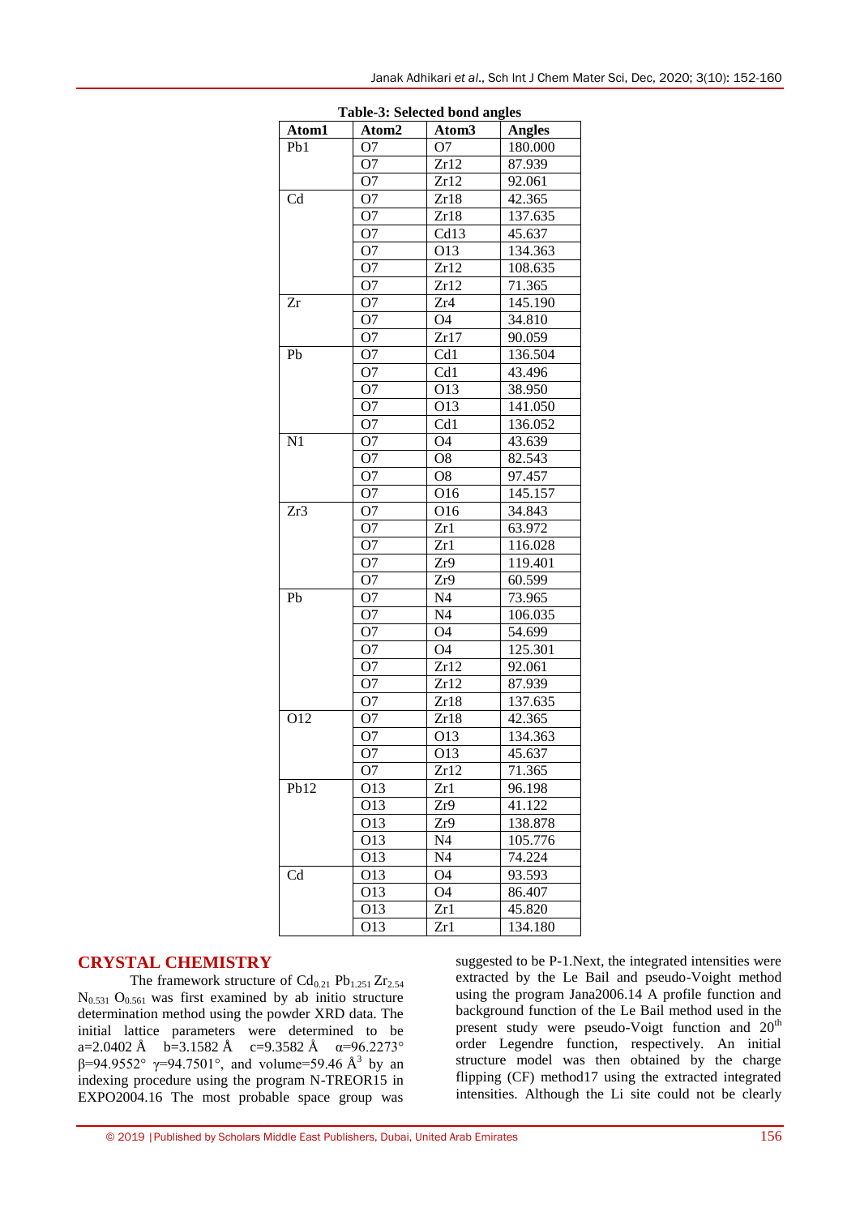**Table-3: Selected bond angles**

| Atom1 | Atom2 | Atom3 | Angles |
|---|---|---|---|
| Pb1 | O7 | O7 | 180.000 |
| | O7 | Zr12 | 87.939 |
| | O7 | Zr12 | 92.061 |
| Cd | O7 | Zr18 | 42.365 |
| | O7 | Zr18 | 137.635 |
| | O7 | Cd13 | 45.637 |
| | O7 | O13 | 134.363 |
| | O7 | Zr12 | 108.635 |
| | O7 | Zr12 | 71.365 |
| Zr | O7 | Zr4 | 145.190 |
| | O7 | O4 | 34.810 |
| | O7 | Zr17 | 90.059 |
| Pb | O7 | Cd1 | 136.504 |
| | O7 | Cd1 | 43.496 |
| | O7 | O13 | 38.950 |
| | O7 | O13 | 141.050 |
| | O7 | Cd1 | 136.052 |
| N1 | O7 | O4 | 43.639 |
| | O7 | O8 | 82.543 |
| | O7 | O8 | 97.457 |
| | O7 | O16 | 145.157 |
| Zr3 | O7 | O16 | 34.843 |
| | O7 | Zr1 | 63.972 |
| | O7 | Zr1 | 116.028 |
| | O7 | Zr9 | 119.401 |
| | O7 | Zr9 | 60.599 |
| Pb | O7 | N4 | 73.965 |
| | O7 | N4 | 106.035 |
| | O7 | O4 | 54.699 |
| | O7 | O4 | 125.301 |
| | O7 | Zr12 | 92.061 |
| | O7 | Zr12 | 87.939 |
| | O7 | Zr18 | 137.635 |
| O12 | O7 | Zr18 | 42.365 |
| | O7 | O13 | 134.363 |
| | O7 | O13 | 45.637 |
| | O7 | Zr12 | 71.365 |
| Pb12 | O13 | Zr1 | 96.198 |
| | O13 | Zr9 | 41.122 |
| | O13 | Zr9 | 138.878 |
| | O13 | N4 | 105.776 |
| | O13 | N4 | 74.224 |
| Cd | O13 | O4 | 93.593 |
| | O13 | O4 | 86.407 |
| | O13 | Zr1 | 45.820 |
| | O13 | Zr1 | 134.180 |

## CRYSTAL CHEMISTRY

The framework structure of $Cd_{0.21}$ $Pb_{1.251}$ $Zr_{2.54}$ $N_{0.531}$ $O_{0.561}$ was first examined by ab initio structure determination method using the powder XRD data. The initial lattice parameters were determined to be a=2.0402 Å b=3.1582 Å c=9.3582 Å α=96.2273° β=94.9552° γ=94.7501°, and volume=59.46 Å$^3$ by an indexing procedure using the program N-TREOR15 in EXPO2004.16 The most probable space group was suggested to be P-1.Next, the integrated intensities were extracted by the Le Bail and pseudo-Voight method using the program Jana2006.14 A profile function and background function of the Le Bail method used in the present study were pseudo-Voigt function and 20$^{th}$ order Legendre function, respectively. An initial structure model was then obtained by the charge flipping (CF) method17 using the extracted integrated intensities. Although the Li site could not be clearly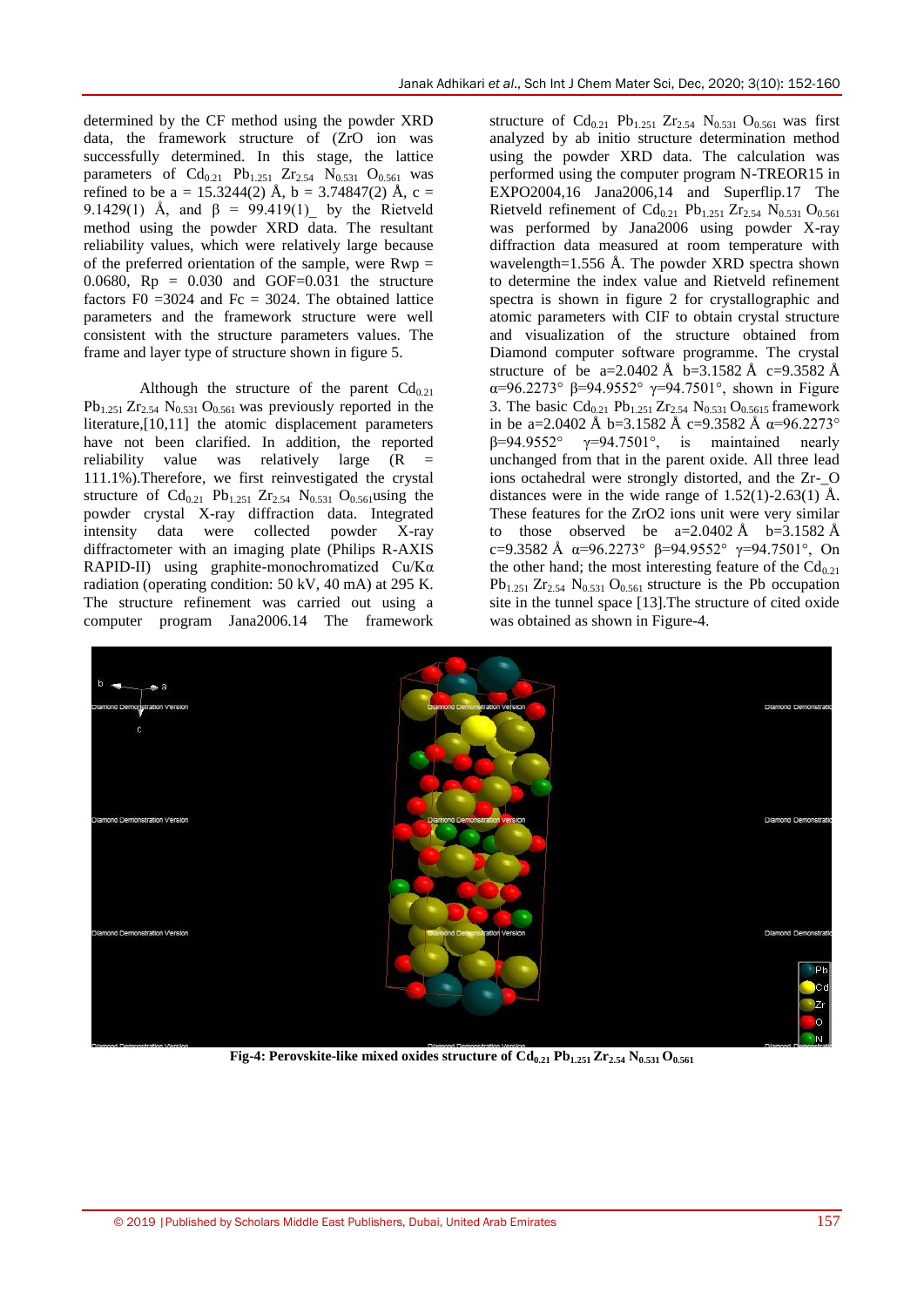determined by the CF method using the powder XRD data, the framework structure of (ZrO ion was successfully determined. In this stage, the lattice parameters of $Cd_{0.21}$ $Pb_{1.251}$ $Zr_{2.54}$ $N_{0.531}$ $O_{0.561}$ was refined to be a = 15.3244(2) Å, b = 3.74847(2) Å, c = 9.1429(1) Å, and β = 99.419(1)_ by the Rietveld method using the powder XRD data. The resultant reliability values, which were relatively large because of the preferred orientation of the sample, were Rwp = 0.0680, Rp = 0.030 and GOF=0.031 the structure factors F0 =3024 and Fc = 3024. The obtained lattice parameters and the framework structure were well consistent with the structure parameters values. The frame and layer type of structure shown in figure 5.

Although the structure of the parent $Cd_{0.21}$ $Pb_{1.251}$ $Zr_{2.54}$ $N_{0.531}$ $O_{0.561}$ was previously reported in the literature,[10,11] the atomic displacement parameters have not been clarified. In addition, the reported reliability value was relatively large (R = 111.1%).Therefore, we first reinvestigated the crystal structure of $Cd_{0.21}$ $Pb_{1.251}$ $Zr_{2.54}$ $N_{0.531}$ $O_{0.561}$using the powder crystal X-ray diffraction data. Integrated intensity data were collected powder X-ray diffractometer with an imaging plate (Philips R-AXIS RAPID-II) using graphite-monochromatized Cu/Kα radiation (operating condition: 50 kV, 40 mA) at 295 K. The structure refinement was carried out using a computer program Jana2006.14 The framework structure of $Cd_{0.21}$ $Pb_{1.251}$ $Zr_{2.54}$ $N_{0.531}$ $O_{0.561}$ was first analyzed by ab initio structure determination method using the powder XRD data. The calculation was performed using the computer program N-TREOR15 in EXPO2004,16 Jana2006,14 and Superflip.17 The Rietveld refinement of $Cd_{0.21}$ $Pb_{1.251}$ $Zr_{2.54}$ $N_{0.531}$ $O_{0.561}$ was performed by Jana2006 using powder X-ray diffraction data measured at room temperature with wavelength=1.556 Å. The powder XRD spectra shown to determine the index value and Rietveld refinement spectra is shown in figure 2 for crystallographic and atomic parameters with CIF to obtain crystal structure and visualization of the structure obtained from Diamond computer software programme. The crystal structure of be a=2.0402 Å b=3.1582 Å c=9.3582 Å α=96.2273° β=94.9552° γ=94.7501°, shown in Figure 3. The basic $Cd_{0.21}$ $Pb_{1.251}$ $Zr_{2.54}$ $N_{0.531}$ $O_{0.5615}$ framework in be a=2.0402 Å b=3.1582 Å c=9.3582 Å α=96.2273° β=94.9552° γ=94.7501°, is maintained nearly unchanged from that in the parent oxide. All three lead ions octahedral were strongly distorted, and the Zr-_O distances were in the wide range of 1.52(1)-2.63(1) Å. These features for the ZrO2 ions unit were very similar to those observed be a=2.0402 Å b=3.1582 Å c=9.3582 Å α=96.2273° β=94.9552° γ=94.7501°, On the other hand; the most interesting feature of the $Cd_{0.21}$ $Pb_{1.251}$ $Zr_{2.54}$ $N_{0.531}$ $O_{0.561}$ structure is the Pb occupation site in the tunnel space [13].The structure of cited oxide was obtained as shown in Figure-4.

**Fig-4: Perovskite-like mixed oxides structure of $Cd_{0.21}$ $Pb_{1.251}$ $Zr_{2.54}$ $N_{0.531}$ $O_{0.561}$**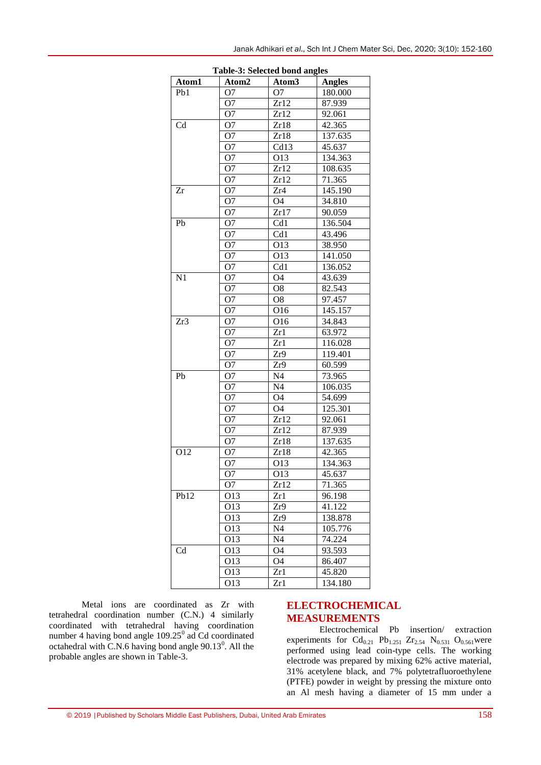**Table-3: Selected bond angles**

| Atom1 | Atom2 | Atom3 | Angles |
|---|---|---|---|
| Pb1 | O7 | O7 | 180.000 |
| | O7 | Zr12 | 87.939 |
| | O7 | Zr12 | 92.061 |
| Cd | O7 | Zr18 | 42.365 |
| | O7 | Zr18 | 137.635 |
| | O7 | Cd13 | 45.637 |
| | O7 | O13 | 134.363 |
| | O7 | Zr12 | 108.635 |
| | O7 | Zr12 | 71.365 |
| Zr | O7 | Zr4 | 145.190 |
| | O7 | O4 | 34.810 |
| | O7 | Zr17 | 90.059 |
| Pb | O7 | Cd1 | 136.504 |
| | O7 | Cd1 | 43.496 |
| | O7 | O13 | 38.950 |
| | O7 | O13 | 141.050 |
| | O7 | Cd1 | 136.052 |
| N1 | O7 | O4 | 43.639 |
| | O7 | O8 | 82.543 |
| | O7 | O8 | 97.457 |
| | O7 | O16 | 145.157 |
| Zr3 | O7 | O16 | 34.843 |
| | O7 | Zr1 | 63.972 |
| | O7 | Zr1 | 116.028 |
| | O7 | Zr9 | 119.401 |
| | O7 | Zr9 | 60.599 |
| Pb | O7 | N4 | 73.965 |
| | O7 | N4 | 106.035 |
| | O7 | O4 | 54.699 |
| | O7 | O4 | 125.301 |
| | O7 | Zr12 | 92.061 |
| | O7 | Zr12 | 87.939 |
| | O7 | Zr18 | 137.635 |
| O12 | O7 | Zr18 | 42.365 |
| | O7 | O13 | 134.363 |
| | O7 | O13 | 45.637 |
| | O7 | Zr12 | 71.365 |
| Pb12 | O13 | Zr1 | 96.198 |
| | O13 | Zr9 | 41.122 |
| | O13 | Zr9 | 138.878 |
| | O13 | N4 | 105.776 |
| | O13 | N4 | 74.224 |
| Cd | O13 | O4 | 93.593 |
| | O13 | O4 | 86.407 |
| | O13 | Zr1 | 45.820 |
| | O13 | Zr1 | 134.180 |

Metal ions are coordinated as Zr with tetrahedral coordination number (C.N.) 4 similarly coordinated with tetrahedral having coordination number 4 having bond angle $109.25^0$ ad Cd coordinated octahedral with C.N.6 having bond angle $90.13^0$. All the probable angles are shown in Table-3.

## ELECTROCHEMICAL MEASUREMENTS

Electrochemical Pb insertion/ extraction experiments for $Cd_{0.21}$ $Pb_{1.251}$ $Zr_{2.54}$ $N_{0.531}$ $O_{0.561}$were performed using lead coin-type cells. The working electrode was prepared by mixing 62% active material, 31% acetylene black, and 7% polytetrafluoroethylene (PTFE) powder in weight by pressing the mixture onto an Al mesh having a diameter of 15 mm under a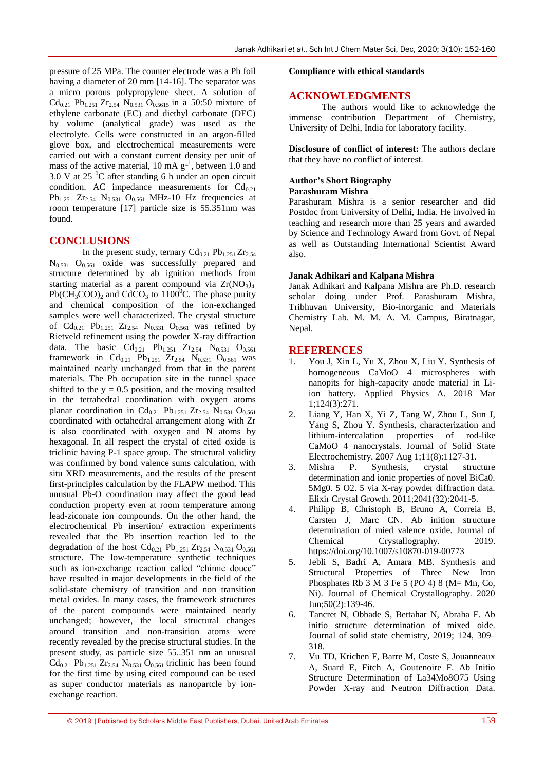pressure of 25 MPa. The counter electrode was a Pb foil having a diameter of 20 mm [14-16]. The separator was a micro porous polypropylene sheet. A solution of $Cd_{0.21}$ $Pb_{1.251}$ $Zr_{2.54}$ $N_{0.531}$ $O_{0.5615}$ in a 50:50 mixture of ethylene carbonate (EC) and diethyl carbonate (DEC) by volume (analytical grade) was used as the electrolyte. Cells were constructed in an argon-filled glove box, and electrochemical measurements were carried out with a constant current density per unit of mass of the active material, 10 mA $g^{-1}$, between 1.0 and 3.0 V at 25 $^0$C after standing 6 h under an open circuit condition. AC impedance measurements for $Cd_{0.21}$ $Pb_{1.251}$ $Zr_{2.54}$ $N_{0.531}$ $O_{0.561}$ MHz-10 Hz frequencies at room temperature [17] particle size is 55.351nm was found.

## CONCLUSIONS

In the present study, ternary $Cd_{0.21}$ $Pb_{1.251}$ $Zr_{2.54}$ $N_{0.531}$ $O_{0.561}$ oxide was successfully prepared and structure determined by ab ignition methods from starting material as a parent compound via $Zr(NO_3)_4$, $Pb(CH_3COO)_2$ and $CdCO_3$ to 1100$^0$C. The phase purity and chemical composition of the ion-exchanged samples were well characterized. The crystal structure of $Cd_{0.21}$ $Pb_{1.251}$ $Zr_{2.54}$ $N_{0.531}$ $O_{0.561}$ was refined by Rietveld refinement using the powder X-ray diffraction data. The basic $Cd_{0.21}$ $Pb_{1.251}$ $Zr_{2.54}$ $N_{0.531}$ $O_{0.561}$ framework in $Cd_{0.21}$ $Pb_{1.251}$ $Zr_{2.54}$ $N_{0.531}$ $O_{0.561}$ was maintained nearly unchanged from that in the parent materials. The Pb occupation site in the tunnel space shifted to the y = 0.5 position, and the moving resulted in the tetrahedral coordination with oxygen atoms planar coordination in $Cd_{0.21}$ $Pb_{1.251}$ $Zr_{2.54}$ $N_{0.531}$ $O_{0.561}$ coordinated with octahedral arrangement along with Zr is also coordinated with oxygen and N atoms by hexagonal. In all respect the crystal of cited oxide is triclinic having P-1 space group. The structural validity was confirmed by bond valence sums calculation, with situ XRD measurements, and the results of the present first-principles calculation by the FLAPW method. This unusual Pb-O coordination may affect the good lead conduction property even at room temperature among lead-ziconate ion compounds. On the other hand, the electrochemical Pb insertion/ extraction experiments revealed that the Pb insertion reaction led to the degradation of the host $Cd_{0.21}$ $Pb_{1.251}$ $Zr_{2.54}$ $N_{0.531}$ $O_{0.561}$ structure. The low-temperature synthetic techniques such as ion-exchange reaction called "chimie douce" have resulted in major developments in the field of the solid-state chemistry of transition and non transition metal oxides. In many cases, the framework structures of the parent compounds were maintained nearly unchanged; however, the local structural changes around transition and non-transition atoms were recently revealed by the precise structural studies. In the present study, as particle size 55..351 nm an unusual $Cd_{0.21}$ $Pb_{1.251}$ $Zr_{2.54}$ $N_{0.531}$ $O_{0.561}$ triclinic has been found for the first time by using cited compound can be used as super conductor materials as nanopartcle by ion-exchange reaction.

**Compliance with ethical standards**

## ACKNOWLEDGMENTS

The authors would like to acknowledge the immense contribution Department of Chemistry, University of Delhi, India for laboratory facility.

**Disclosure of conflict of interest:** The authors declare that they have no conflict of interest.

**Author's Short Biography**

**Parashuram Mishra**

Parashuram Mishra is a senior researcher and did Postdoc from University of Delhi, India. He involved in teaching and research more than 25 years and awarded by Science and Technology Award from Govt. of Nepal as well as Outstanding International Scientist Award also.

**Janak Adhikari and Kalpana Mishra**

Janak Adhikari and Kalpana Mishra are Ph.D. research scholar doing under Prof. Parashuram Mishra, Tribhuvan University, Bio-inorganic and Materials Chemistry Lab. M. M. A. M. Campus, Biratnagar, Nepal.

## REFERENCES

1. You J, Xin L, Yu X, Zhou X, Liu Y. Synthesis of homogeneous CaMoO 4 microspheres with nanopits for high-capacity anode material in Li-ion battery. Applied Physics A. 2018 Mar 1;124(3):271.
2. Liang Y, Han X, Yi Z, Tang W, Zhou L, Sun J, Yang S, Zhou Y. Synthesis, characterization and lithium-intercalation properties of rod-like CaMoO 4 nanocrystals. Journal of Solid State Electrochemistry. 2007 Aug 1;11(8):1127-31.
3. Mishra P. Synthesis, crystal structure determination and ionic properties of novel BiCa0. 5Mg0. 5 O2. 5 via X-ray powder diffraction data. Elixir Crystal Growth. 2011;2041(32):2041-5.
4. Philipp B, Christoph B, Bruno A, Correia B, Carsten J, Marc CN. Ab inition structure determination of mied valence oxide. Journal of Chemical Crystallography. 2019. https://doi.org/10.1007/s10870-019-00773
5. Jebli S, Badri A, Amara MB. Synthesis and Structural Properties of Three New Iron Phosphates Rb 3 M 3 Fe 5 (PO 4) 8 (M= Mn, Co, Ni). Journal of Chemical Crystallography. 2020 Jun;50(2):139-46.
6. Tancret N, Obbade S, Bettahar N, Abraha F. Ab initio structure determination of mixed oide. Journal of solid state chemistry, 2019; 124, 309–318.
7. Vu TD, Krichen F, Barre M, Coste S, Jouanneaux A, Suard E, Fitch A, Goutenoire F. Ab Initio Structure Determination of La34Mo8O75 Using Powder X-ray and Neutron Diffraction Data.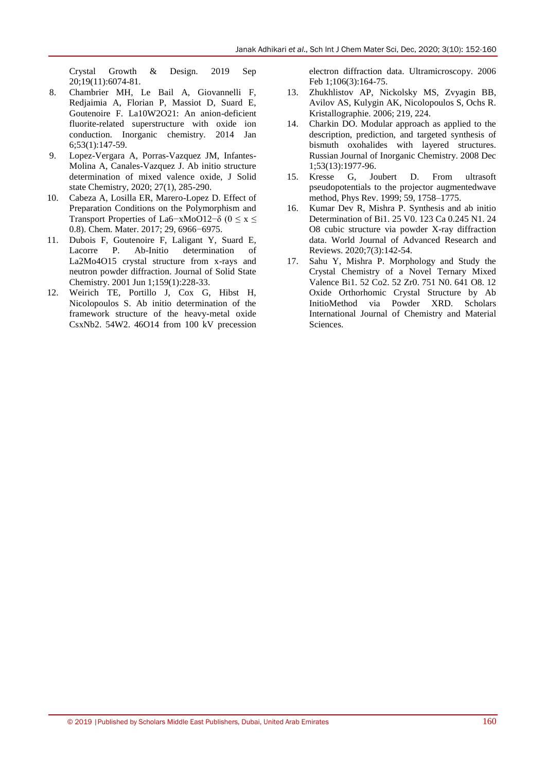Crystal Growth & Design. 2019 Sep 20;19(11):6074-81.

8. Chambrier MH, Le Bail A, Giovannelli F, Redjaimia A, Florian P, Massiot D, Suard E, Goutenoire F. $La_{10}W_2O_{21}$: An anion-deficient fluorite-related superstructure with oxide ion conduction. Inorganic chemistry. 2014 Jan 6;53(1):147-59.
9. Lopez-Vergara A, Porras-Vazquez JM, Infantes-Molina A, Canales-Vazquez J. Ab initio structure determination of mixed valence oxide, J Solid state Chemistry, 2020; 27(1), 285-290.
10. Cabeza A, Losilla ER, Marero-Lopez D. Effect of Preparation Conditions on the Polymorphism and Transport Properties of $La_{6-x}MoO_{12-\delta}$ ($0 \leq x \leq 0.8$). Chem. Mater. 2017; 29, 6966−6975.
11. Dubois F, Goutenoire F, Laligant Y, Suard E, Lacorre P. Ab-Initio determination of $La_2Mo_4O_{15}$ crystal structure from x-rays and neutron powder diffraction. Journal of Solid State Chemistry. 2001 Jun 1;159(1):228-33.
12. Weirich TE, Portillo J, Cox G, Hibst H, Nicolopoulos S. Ab initio determination of the framework structure of the heavy-metal oxide $Cs_xNb_{2.54}W_{2.46}O_{14}$ from 100 kV precession electron diffraction data. Ultramicroscopy. 2006 Feb 1;106(3):164-75.
13. Zhukhlistov AP, Nickolsky MS, Zvyagin BB, Avilov AS, Kulygin AK, Nicolopoulos S, Ochs R. Kristallographie. 2006; 219, 224.
14. Charkin DO. Modular approach as applied to the description, prediction, and targeted synthesis of bismuth oxohalides with layered structures. Russian Journal of Inorganic Chemistry. 2008 Dec 1;53(13):1977-96.
15. Kresse G, Joubert D. From ultrasoft pseudopotentials to the projector augmentedwave method, Phys Rev. 1999; 59, 1758–1775.
16. Kumar Dev R, Mishra P. Synthesis and ab initio Determination of $Bi_{1.25}V_{0.123}Ca_{0.245}N_{1.24}O_8$ cubic structure via powder X-ray diffraction data. World Journal of Advanced Research and Reviews. 2020;7(3):142-54.
17. Sahu Y, Mishra P. Morphology and Study the Crystal Chemistry of a Novel Ternary Mixed Valence $Bi_{1.52}Co_{2.52}Zr_{0.751}N_{0.641}O_{8.12}$ Oxide Orthorhomic Crystal Structure by Ab InitioMethod via Powder XRD. Scholars International Journal of Chemistry and Material Sciences.